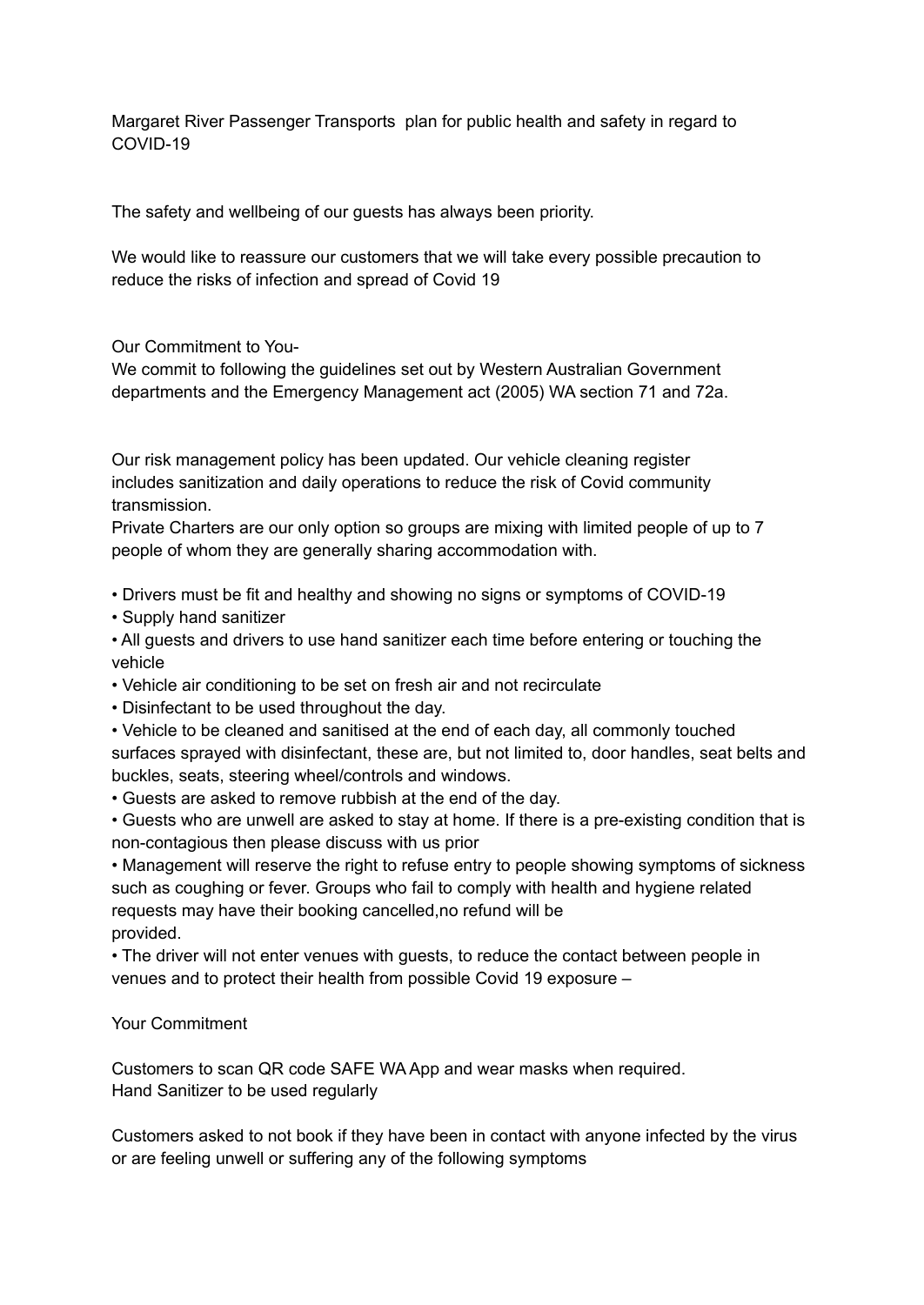Margaret River Passenger Transports plan for public health and safety in regard to COVID-19

The safety and wellbeing of our guests has always been priority.

We would like to reassure our customers that we will take every possible precaution to reduce the risks of infection and spread of Covid 19

Our Commitment to You-
We commit to following the guidelines set out by Western Australian Government departments and the Emergency Management act (2005) WA section 71 and 72a.

Our risk management policy has been updated. Our vehicle cleaning register includes sanitization and daily operations to reduce the risk of Covid community transmission.
Private Charters are our only option so groups are mixing with limited people of up to 7 people of whom they are generally sharing accommodation with.

- Drivers must be fit and healthy and showing no signs or symptoms of COVID-19
- Supply hand sanitizer
- All guests and drivers to use hand sanitizer each time before entering or touching the vehicle
- Vehicle air conditioning to be set on fresh air and not recirculate
- Disinfectant to be used throughout the day.
- Vehicle to be cleaned and sanitised at the end of each day, all commonly touched surfaces sprayed with disinfectant, these are, but not limited to, door handles, seat belts and buckles, seats, steering wheel/controls and windows.
- Guests are asked to remove rubbish at the end of the day.
- Guests who are unwell are asked to stay at home. If there is a pre-existing condition that is non-contagious then please discuss with us prior
- Management will reserve the right to refuse entry to people showing symptoms of sickness such as coughing or fever. Groups who fail to comply with health and hygiene related requests may have their booking cancelled,no refund will be provided.
- The driver will not enter venues with guests, to reduce the contact between people in venues and to protect their health from possible Covid 19 exposure –

Your Commitment

Customers to scan QR code SAFE WA App and wear masks when required.
Hand Sanitizer to be used regularly

Customers asked to not book if they have been in contact with anyone infected by the virus or are feeling unwell or suffering any of the following symptoms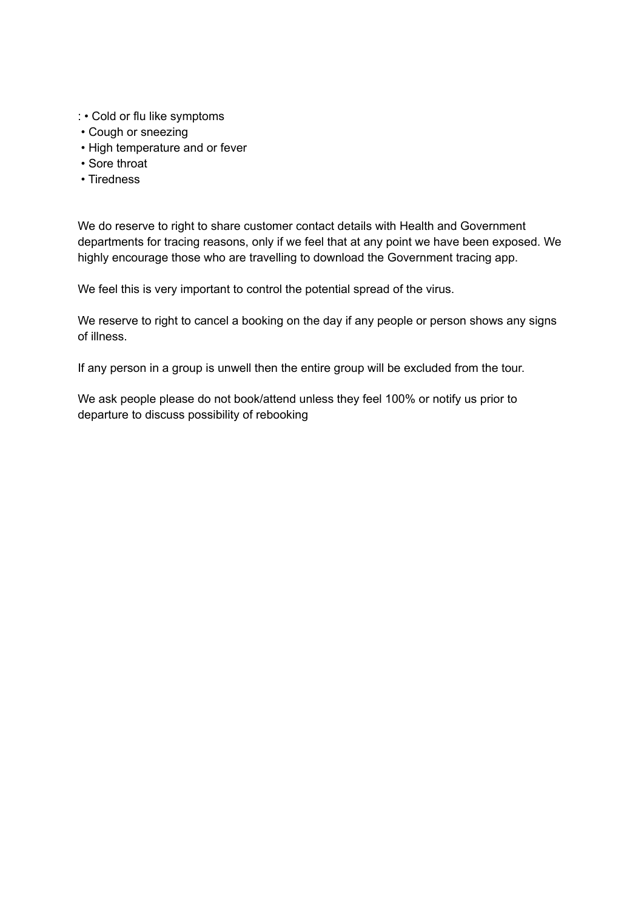: • Cold or flu like symptoms
- Cough or sneezing
- High temperature and or fever
- Sore throat
- Tiredness

We do reserve to right to share customer contact details with Health and Government departments for tracing reasons, only if we feel that at any point we have been exposed. We highly encourage those who are travelling to download the Government tracing app.

We feel this is very important to control the potential spread of the virus.

We reserve to right to cancel a booking on the day if any people or person shows any signs of illness.

If any person in a group is unwell then the entire group will be excluded from the tour.

We ask people please do not book/attend unless they feel 100% or notify us prior to departure to discuss possibility of rebooking